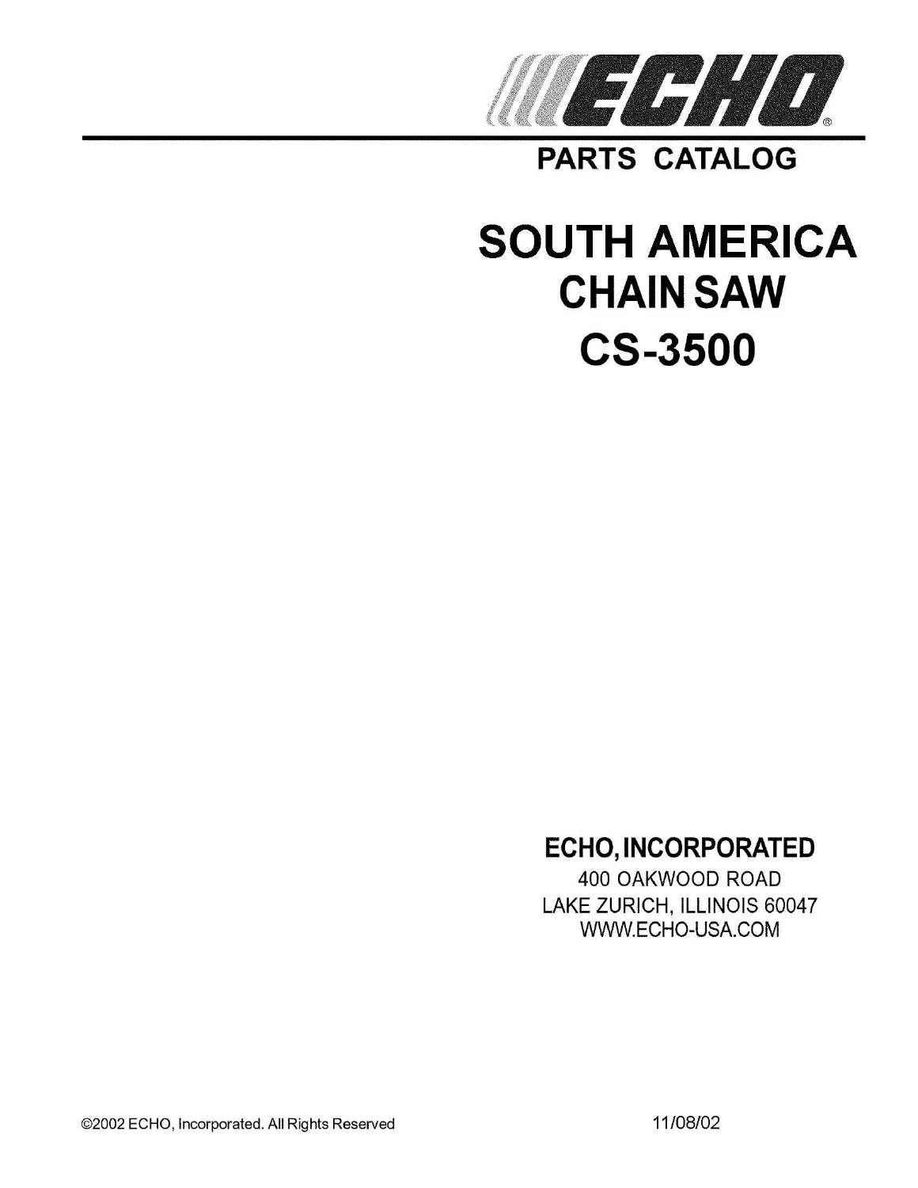# ECHO®

## PARTS CATALOG

# SOUTH AMERICA
# CHAIN SAW
# CS-3500

**ECHO, INCORPORATED**

400 OAKWOOD ROAD

LAKE ZURICH, ILLINOIS 60047

WWW.ECHO-USA.COM

©2002 ECHO, Incorporated. All Rights Reserved

11/08/02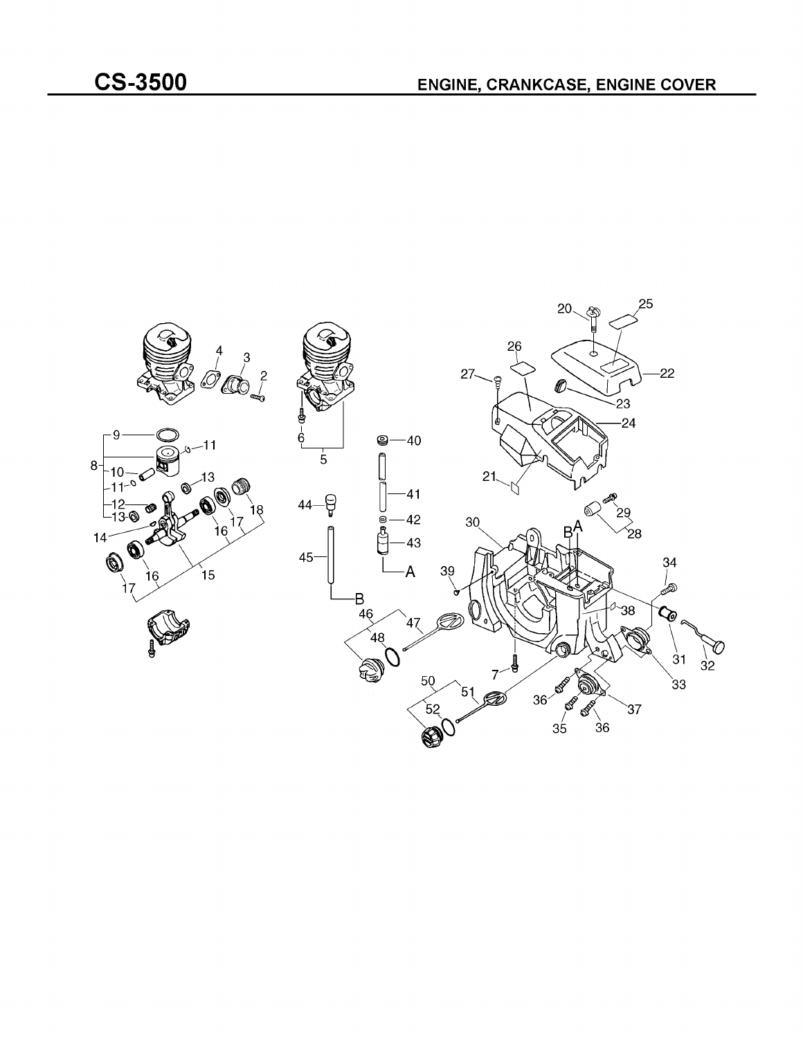# CS-3500

## ENGINE, CRANKCASE, ENGINE COVER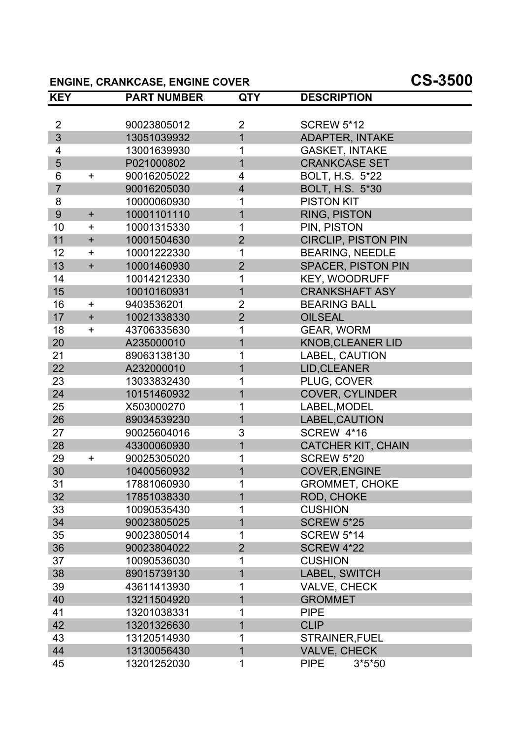## ENGINE, CRANKCASE, ENGINE COVER

# CS-3500

| KEY | | PART NUMBER | QTY | DESCRIPTION |
|---|---|---|---|---|
| 2 | | 90023805012 | 2 | SCREW 5*12 |
| 3 | | 13051039932 | 1 | ADAPTER, INTAKE |
| 4 | | 13001639930 | 1 | GASKET, INTAKE |
| 5 | | P021000802 | 1 | CRANKCASE SET |
| 6 | + | 90016205022 | 4 | BOLT, H.S. 5*22 |
| 7 | | 90016205030 | 4 | BOLT, H.S. 5*30 |
| 8 | | 10000060930 | 1 | PISTON KIT |
| 9 | + | 10001101110 | 1 | RING, PISTON |
| 10 | + | 10001315330 | 1 | PIN, PISTON |
| 11 | + | 10001504630 | 2 | CIRCLIP, PISTON PIN |
| 12 | + | 10001222330 | 1 | BEARING, NEEDLE |
| 13 | + | 10001460930 | 2 | SPACER, PISTON PIN |
| 14 | | 10014212330 | 1 | KEY, WOODRUFF |
| 15 | | 10010160931 | 1 | CRANKSHAFT ASY |
| 16 | + | 9403536201 | 2 | BEARING BALL |
| 17 | + | 10021338330 | 2 | OILSEAL |
| 18 | + | 43706335630 | 1 | GEAR, WORM |
| 20 | | A235000010 | 1 | KNOB,CLEANER LID |
| 21 | | 89063138130 | 1 | LABEL, CAUTION |
| 22 | | A232000010 | 1 | LID,CLEANER |
| 23 | | 13033832430 | 1 | PLUG, COVER |
| 24 | | 10151460932 | 1 | COVER, CYLINDER |
| 25 | | X503000270 | 1 | LABEL,MODEL |
| 26 | | 89034539230 | 1 | LABEL,CAUTION |
| 27 | | 90025604016 | 3 | SCREW 4*16 |
| 28 | | 43300060930 | 1 | CATCHER KIT, CHAIN |
| 29 | + | 90025305020 | 1 | SCREW 5*20 |
| 30 | | 10400560932 | 1 | COVER,ENGINE |
| 31 | | 17881060930 | 1 | GROMMET, CHOKE |
| 32 | | 17851038330 | 1 | ROD, CHOKE |
| 33 | | 10090535430 | 1 | CUSHION |
| 34 | | 90023805025 | 1 | SCREW 5*25 |
| 35 | | 90023805014 | 1 | SCREW 5*14 |
| 36 | | 90023804022 | 2 | SCREW 4*22 |
| 37 | | 10090536030 | 1 | CUSHION |
| 38 | | 89015739130 | 1 | LABEL, SWITCH |
| 39 | | 43611413930 | 1 | VALVE, CHECK |
| 40 | | 13211504920 | 1 | GROMMET |
| 41 | | 13201038331 | 1 | PIPE |
| 42 | | 13201326630 | 1 | CLIP |
| 43 | | 13120514930 | 1 | STRAINER,FUEL |
| 44 | | 13130056430 | 1 | VALVE, CHECK |
| 45 | | 13201252030 | 1 | PIPE 3*5*50 |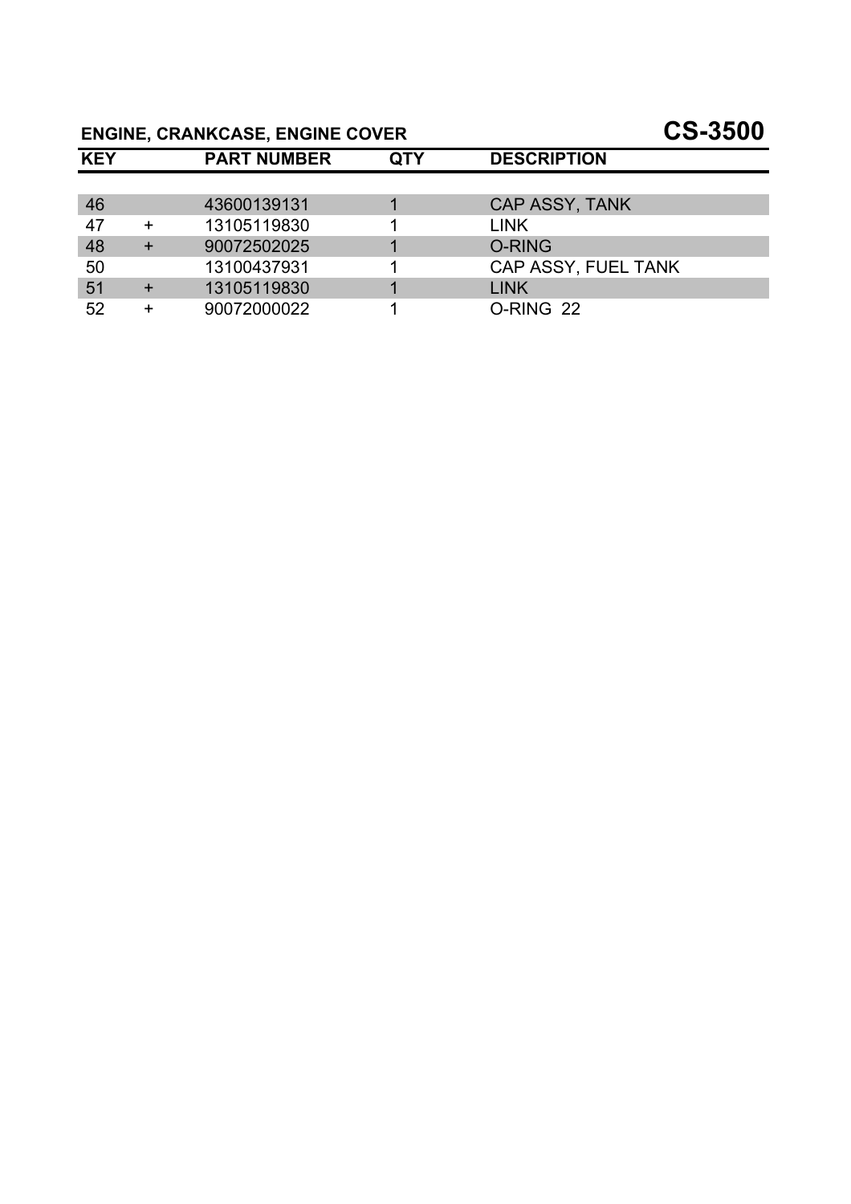## ENGINE, CRANKCASE, ENGINE COVER

# CS-3500

| KEY | | PART NUMBER | QTY | DESCRIPTION |
|---|---|---|---|---|
| 46 | | 43600139131 | 1 | CAP ASSY, TANK |
| 47 | + | 13105119830 | 1 | LINK |
| 48 | + | 90072502025 | 1 | O-RING |
| 50 | | 13100437931 | 1 | CAP ASSY, FUEL TANK |
| 51 | + | 13105119830 | 1 | LINK |
| 52 | + | 90072000022 | 1 | O-RING 22 |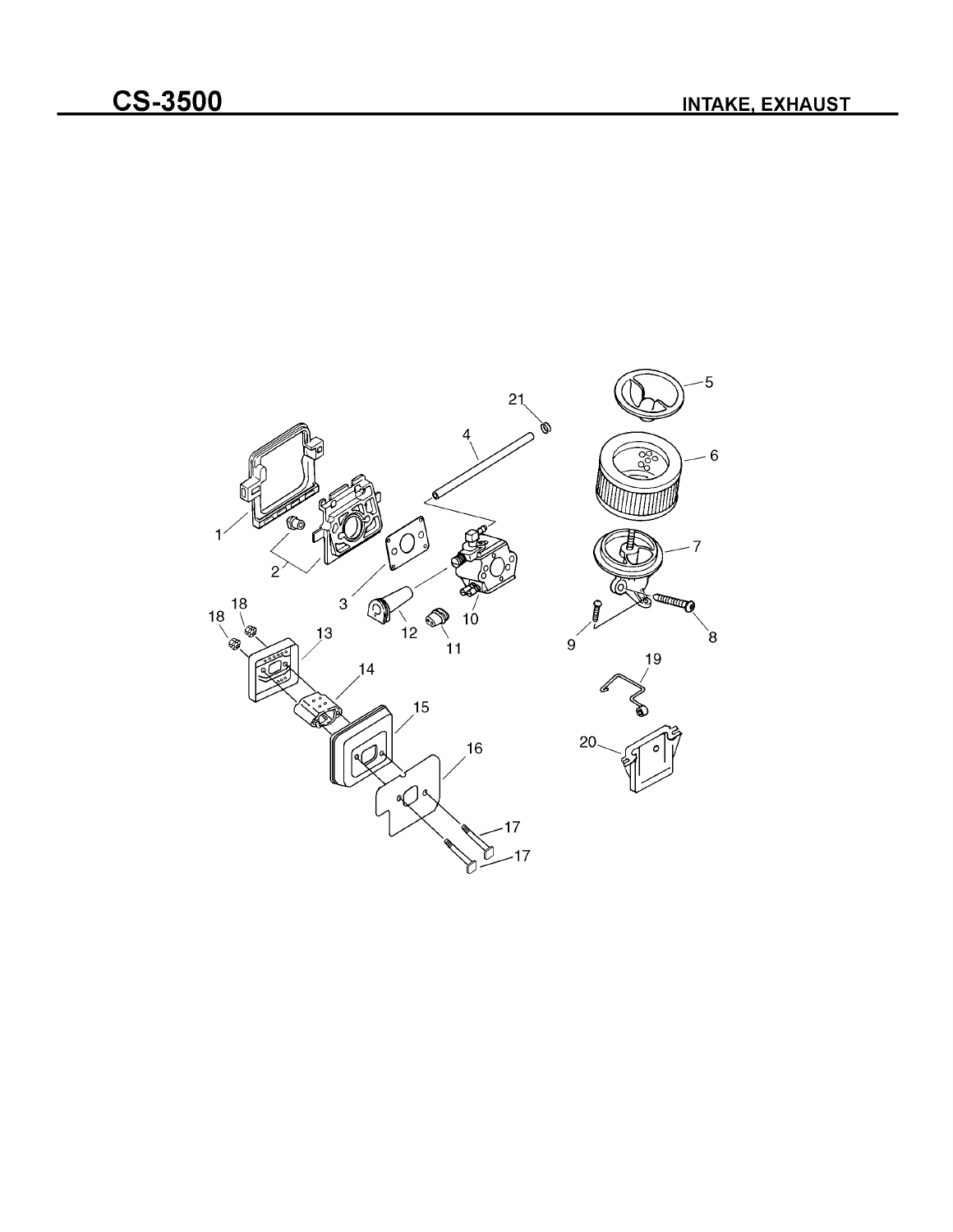# CS-3500

## INTAKE, EXHAUST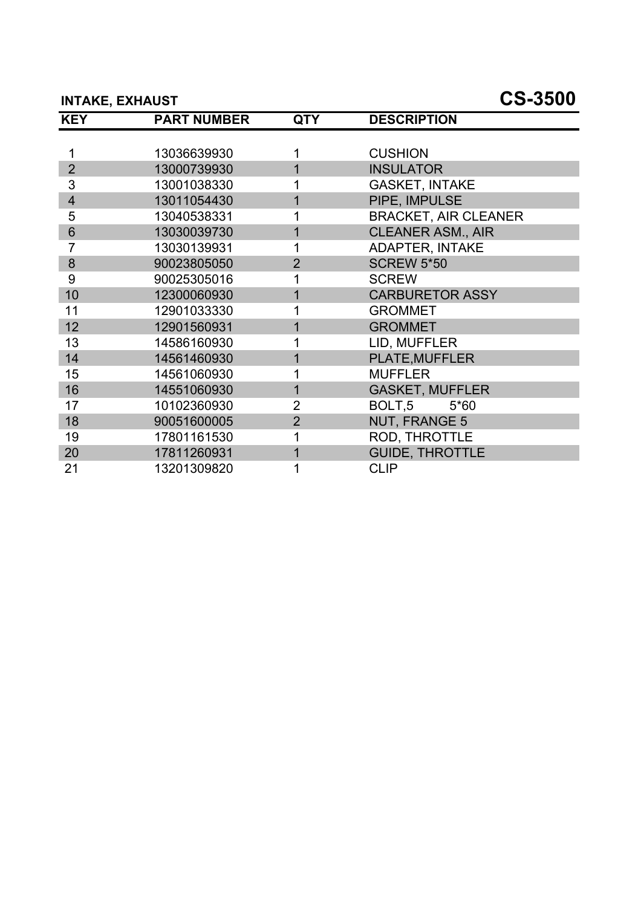## INTAKE, EXHAUST

# CS-3500

| KEY | PART NUMBER | QTY | DESCRIPTION |
|---|---|---|---|
| 1 | 13036639930 | 1 | CUSHION |
| 2 | 13000739930 | 1 | INSULATOR |
| 3 | 13001038330 | 1 | GASKET, INTAKE |
| 4 | 13011054430 | 1 | PIPE, IMPULSE |
| 5 | 13040538331 | 1 | BRACKET, AIR CLEANER |
| 6 | 13030039730 | 1 | CLEANER ASM., AIR |
| 7 | 13030139931 | 1 | ADAPTER, INTAKE |
| 8 | 90023805050 | 2 | SCREW 5*50 |
| 9 | 90025305016 | 1 | SCREW |
| 10 | 12300060930 | 1 | CARBURETOR ASSY |
| 11 | 12901033330 | 1 | GROMMET |
| 12 | 12901560931 | 1 | GROMMET |
| 13 | 14586160930 | 1 | LID, MUFFLER |
| 14 | 14561460930 | 1 | PLATE,MUFFLER |
| 15 | 14561060930 | 1 | MUFFLER |
| 16 | 14551060930 | 1 | GASKET, MUFFLER |
| 17 | 10102360930 | 2 | BOLT,5 5*60 |
| 18 | 90051600005 | 2 | NUT, FRANGE 5 |
| 19 | 17801161530 | 1 | ROD, THROTTLE |
| 20 | 17811260931 | 1 | GUIDE, THROTTLE |
| 21 | 13201309820 | 1 | CLIP |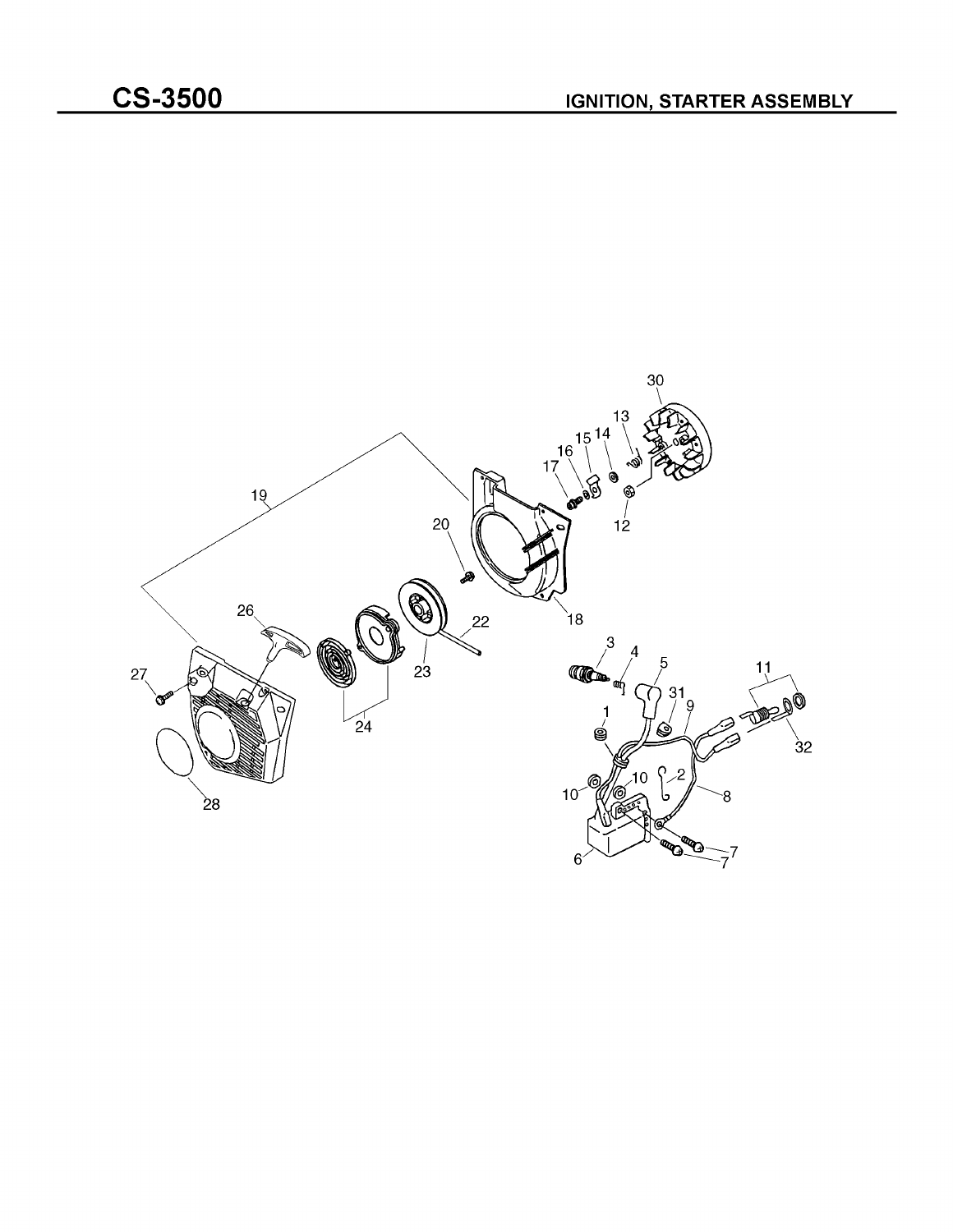# CS-3500

## IGNITION, STARTER ASSEMBLY

30
13
15 14
16
17
19
20
12
18
26
22
23
3
4
5
11
27
31
9
24
1
32
10
10
2
8
28
7
6
7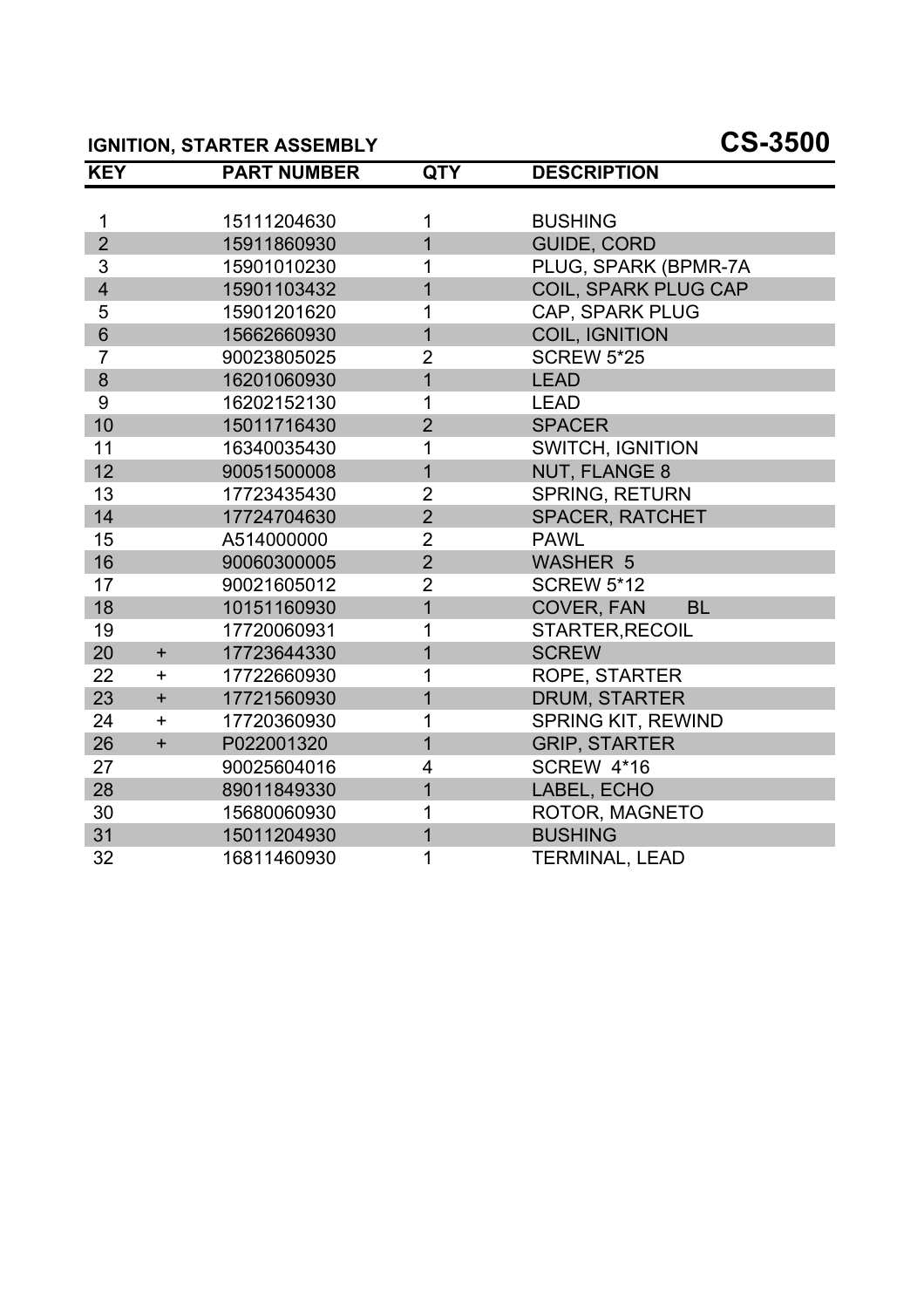## IGNITION, STARTER ASSEMBLY

# CS-3500

| KEY | | PART NUMBER | QTY | DESCRIPTION |
|---|---|---|---|---|
| 1 | | 15111204630 | 1 | BUSHING |
| 2 | | 15911860930 | 1 | GUIDE, CORD |
| 3 | | 15901010230 | 1 | PLUG, SPARK (BPMR-7A |
| 4 | | 15901103432 | 1 | COIL, SPARK PLUG CAP |
| 5 | | 15901201620 | 1 | CAP, SPARK PLUG |
| 6 | | 15662660930 | 1 | COIL, IGNITION |
| 7 | | 90023805025 | 2 | SCREW 5*25 |
| 8 | | 16201060930 | 1 | LEAD |
| 9 | | 16202152130 | 1 | LEAD |
| 10 | | 15011716430 | 2 | SPACER |
| 11 | | 16340035430 | 1 | SWITCH, IGNITION |
| 12 | | 90051500008 | 1 | NUT, FLANGE 8 |
| 13 | | 17723435430 | 2 | SPRING, RETURN |
| 14 | | 17724704630 | 2 | SPACER, RATCHET |
| 15 | | A514000000 | 2 | PAWL |
| 16 | | 90060300005 | 2 | WASHER 5 |
| 17 | | 90021605012 | 2 | SCREW 5*12 |
| 18 | | 10151160930 | 1 | COVER, FAN BL |
| 19 | | 17720060931 | 1 | STARTER,RECOIL |
| 20 | + | 17723644330 | 1 | SCREW |
| 22 | + | 17722660930 | 1 | ROPE, STARTER |
| 23 | + | 17721560930 | 1 | DRUM, STARTER |
| 24 | + | 17720360930 | 1 | SPRING KIT, REWIND |
| 26 | + | P022001320 | 1 | GRIP, STARTER |
| 27 | | 90025604016 | 4 | SCREW 4*16 |
| 28 | | 89011849330 | 1 | LABEL, ECHO |
| 30 | | 15680060930 | 1 | ROTOR, MAGNETO |
| 31 | | 15011204930 | 1 | BUSHING |
| 32 | | 16811460930 | 1 | TERMINAL, LEAD |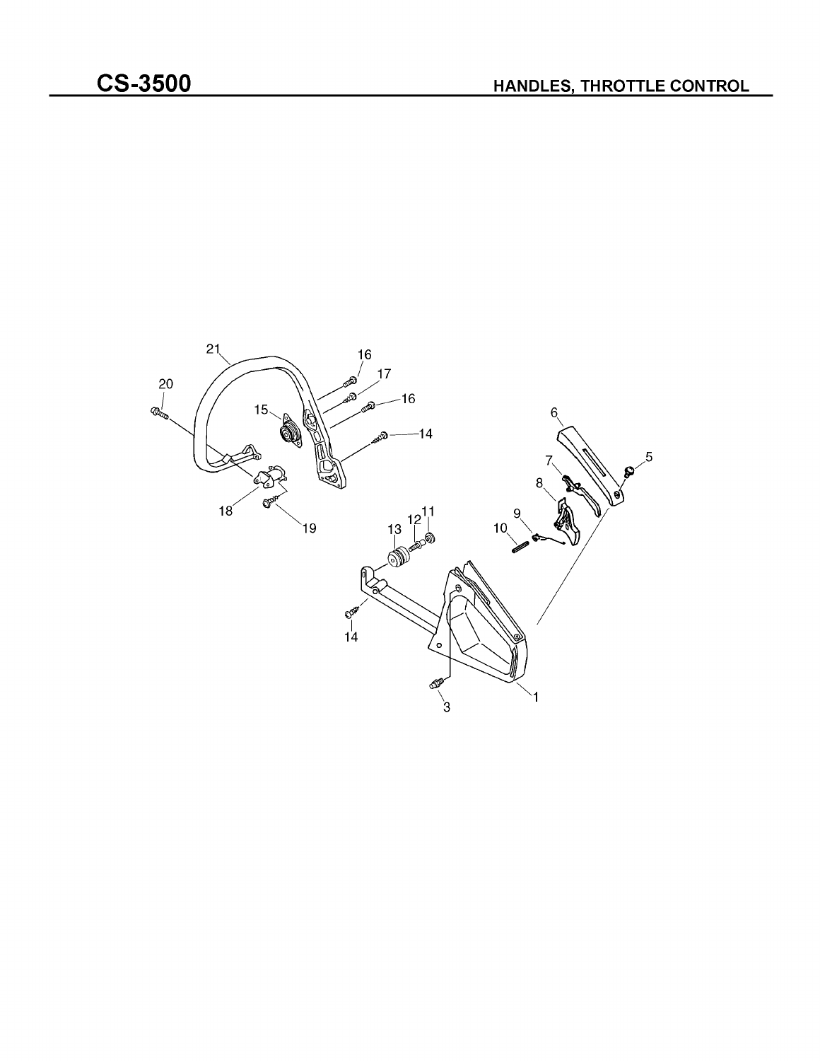# CS-3500

## HANDLES, THROTTLE CONTROL

21
20
16
17
16
15
14
18
19
6
5
7
8
9
10
13
12
11
14
3
1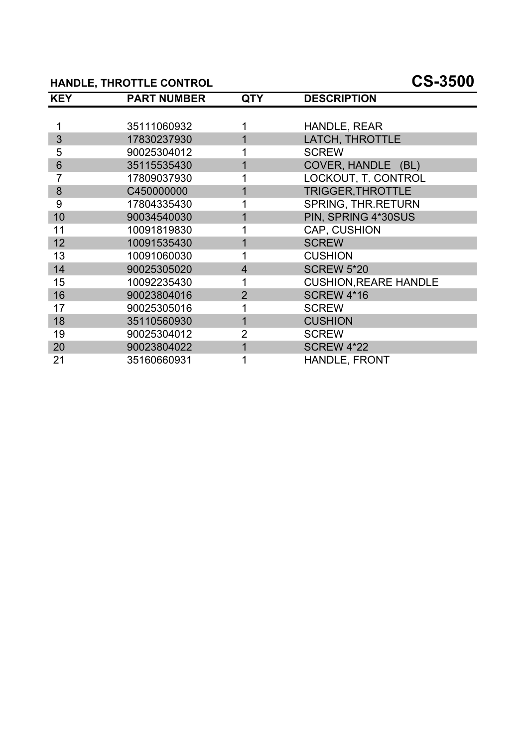## HANDLE, THROTTLE CONTROL

## CS-3500

| KEY | PART NUMBER | QTY | DESCRIPTION |
|---|---|---|---|
| 1 | 35111060932 | 1 | HANDLE, REAR |
| 3 | 17830237930 | 1 | LATCH, THROTTLE |
| 5 | 90025304012 | 1 | SCREW |
| 6 | 35115535430 | 1 | COVER, HANDLE (BL) |
| 7 | 17809037930 | 1 | LOCKOUT, T. CONTROL |
| 8 | C450000000 | 1 | TRIGGER,THROTTLE |
| 9 | 17804335430 | 1 | SPRING, THR.RETURN |
| 10 | 90034540030 | 1 | PIN, SPRING 4*30SUS |
| 11 | 10091819830 | 1 | CAP, CUSHION |
| 12 | 10091535430 | 1 | SCREW |
| 13 | 10091060030 | 1 | CUSHION |
| 14 | 90025305020 | 4 | SCREW 5*20 |
| 15 | 10092235430 | 1 | CUSHION,REARE HANDLE |
| 16 | 90023804016 | 2 | SCREW 4*16 |
| 17 | 90025305016 | 1 | SCREW |
| 18 | 35110560930 | 1 | CUSHION |
| 19 | 90025304012 | 2 | SCREW |
| 20 | 90023804022 | 1 | SCREW 4*22 |
| 21 | 35160660931 | 1 | HANDLE, FRONT |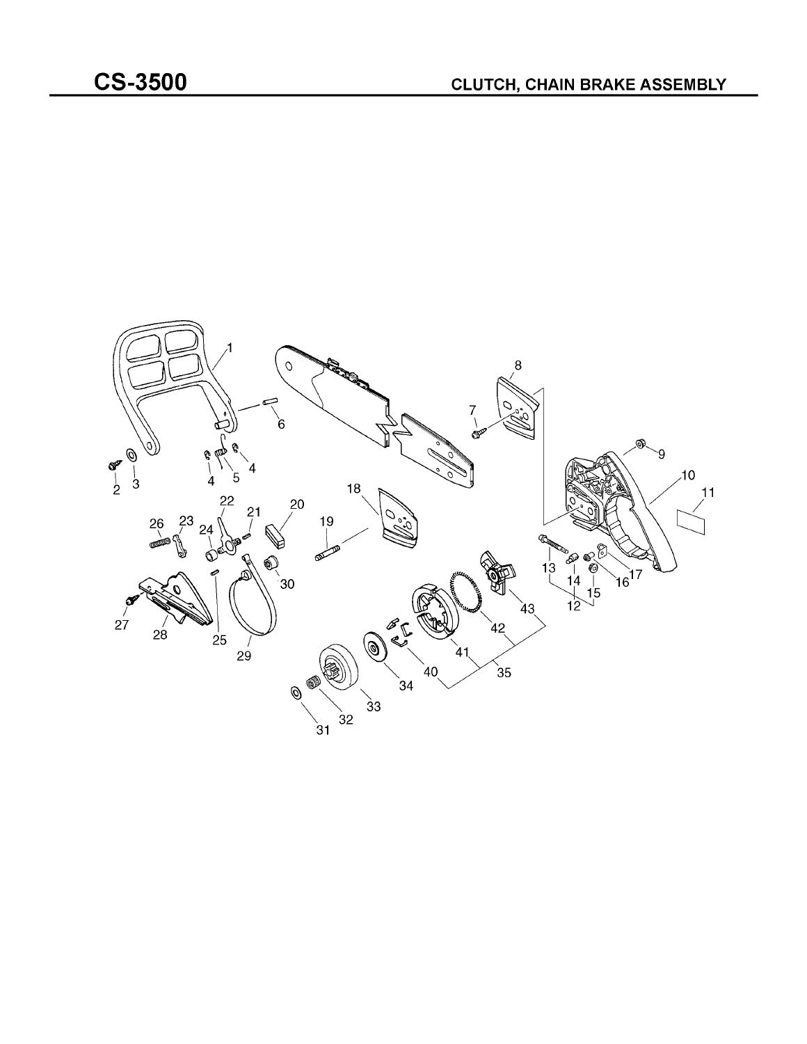# CS-3500

## CLUTCH, CHAIN BRAKE ASSEMBLY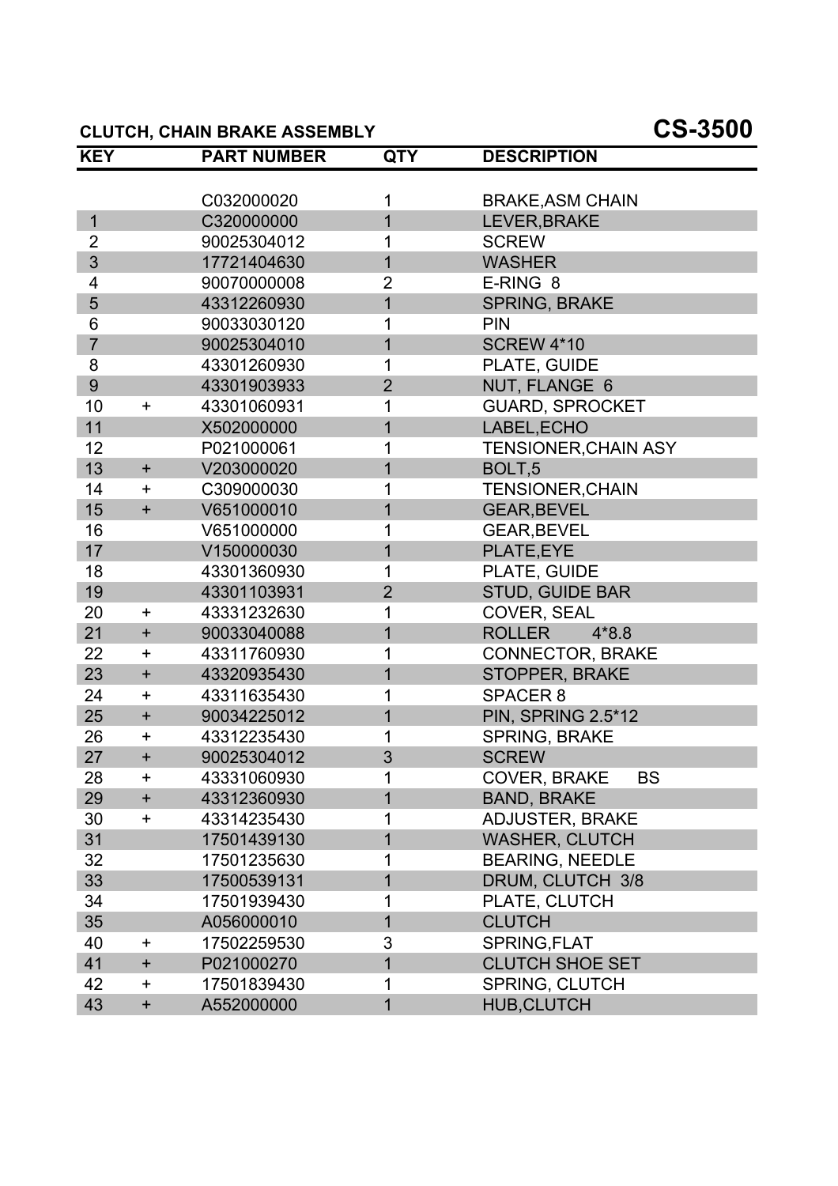## CLUTCH, CHAIN BRAKE ASSEMBLY

## CS-3500

| KEY | | PART NUMBER | QTY | DESCRIPTION |
|---|---|---|---|---|
| | | C032000020 | 1 | BRAKE,ASM CHAIN |
| 1 | | C320000000 | 1 | LEVER,BRAKE |
| 2 | | 90025304012 | 1 | SCREW |
| 3 | | 17721404630 | 1 | WASHER |
| 4 | | 90070000008 | 2 | E-RING 8 |
| 5 | | 43312260930 | 1 | SPRING, BRAKE |
| 6 | | 90033030120 | 1 | PIN |
| 7 | | 90025304010 | 1 | SCREW 4*10 |
| 8 | | 43301260930 | 1 | PLATE, GUIDE |
| 9 | | 43301903933 | 2 | NUT, FLANGE 6 |
| 10 | + | 43301060931 | 1 | GUARD, SPROCKET |
| 11 | | X502000000 | 1 | LABEL,ECHO |
| 12 | | P021000061 | 1 | TENSIONER,CHAIN ASY |
| 13 | + | V203000020 | 1 | BOLT,5 |
| 14 | + | C309000030 | 1 | TENSIONER,CHAIN |
| 15 | + | V651000010 | 1 | GEAR,BEVEL |
| 16 | | V651000000 | 1 | GEAR,BEVEL |
| 17 | | V150000030 | 1 | PLATE,EYE |
| 18 | | 43301360930 | 1 | PLATE, GUIDE |
| 19 | | 43301103931 | 2 | STUD, GUIDE BAR |
| 20 | + | 43331232630 | 1 | COVER, SEAL |
| 21 | + | 90033040088 | 1 | ROLLER 4*8.8 |
| 22 | + | 43311760930 | 1 | CONNECTOR, BRAKE |
| 23 | + | 43320935430 | 1 | STOPPER, BRAKE |
| 24 | + | 43311635430 | 1 | SPACER 8 |
| 25 | + | 90034225012 | 1 | PIN, SPRING 2.5*12 |
| 26 | + | 43312235430 | 1 | SPRING, BRAKE |
| 27 | + | 90025304012 | 3 | SCREW |
| 28 | + | 43331060930 | 1 | COVER, BRAKE BS |
| 29 | + | 43312360930 | 1 | BAND, BRAKE |
| 30 | + | 43314235430 | 1 | ADJUSTER, BRAKE |
| 31 | | 17501439130 | 1 | WASHER, CLUTCH |
| 32 | | 17501235630 | 1 | BEARING, NEEDLE |
| 33 | | 17500539131 | 1 | DRUM, CLUTCH 3/8 |
| 34 | | 17501939430 | 1 | PLATE, CLUTCH |
| 35 | | A056000010 | 1 | CLUTCH |
| 40 | + | 17502259530 | 3 | SPRING,FLAT |
| 41 | + | P021000270 | 1 | CLUTCH SHOE SET |
| 42 | + | 17501839430 | 1 | SPRING, CLUTCH |
| 43 | + | A552000000 | 1 | HUB,CLUTCH |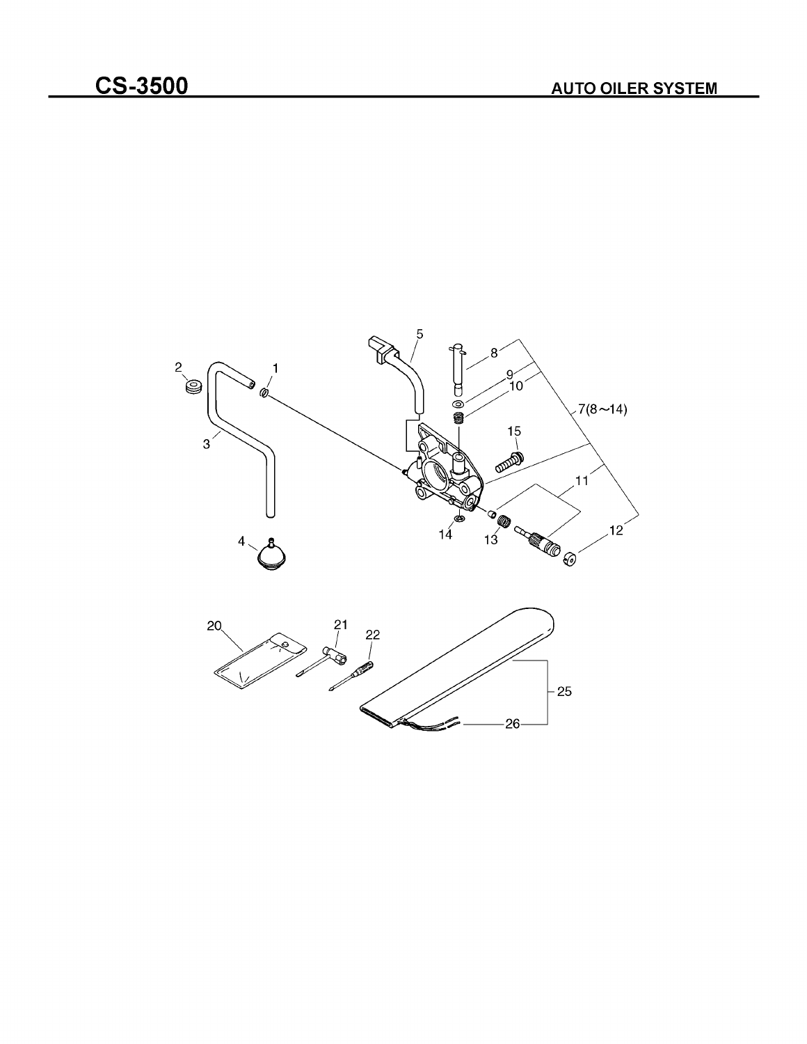# CS-3500

## AUTO OILER SYSTEM

2 1 5 8 9 10 7(8～14) 15 3 11 4 14 13 12 20 21 22 25 26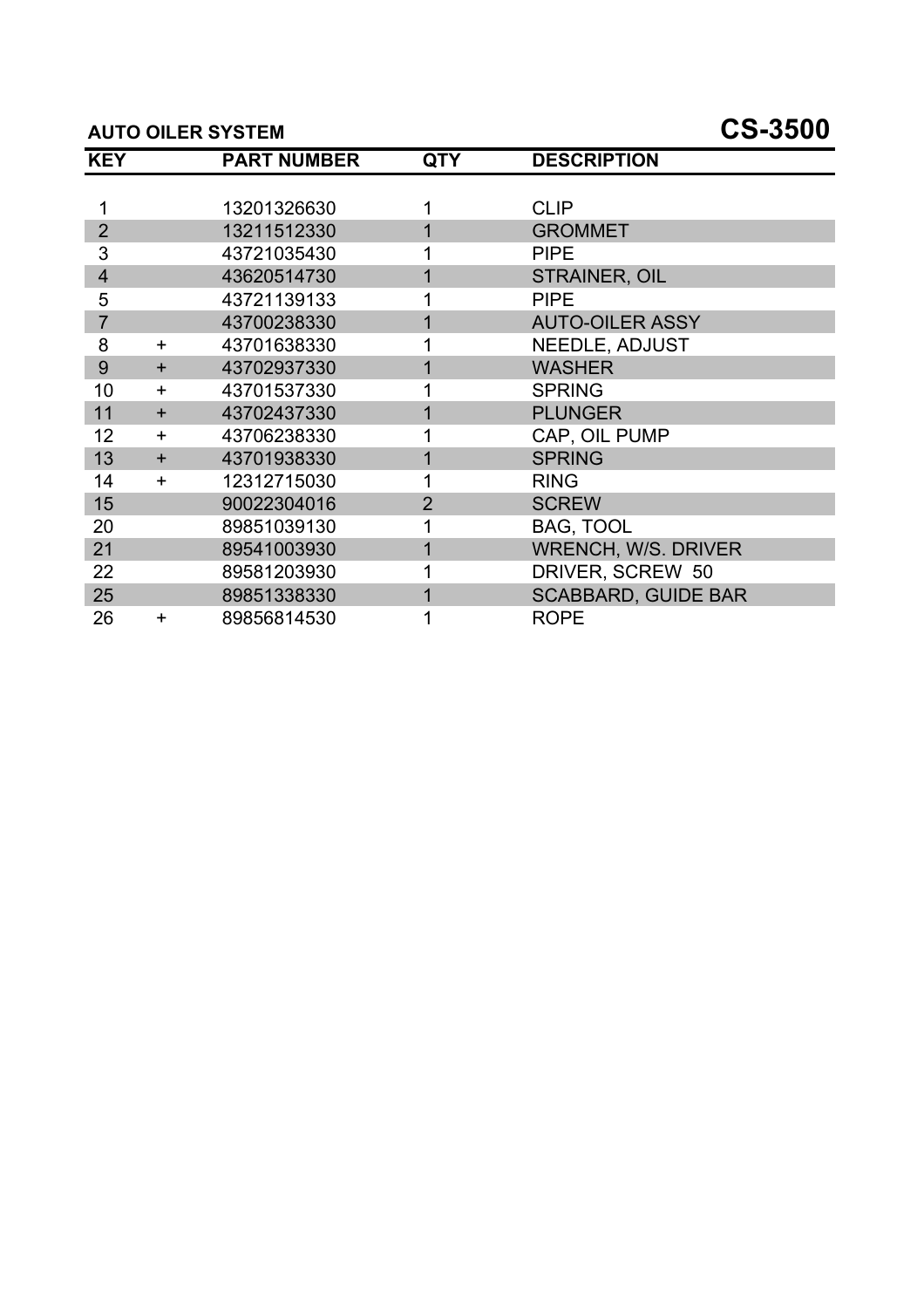## AUTO OILER SYSTEM

# CS-3500

| KEY | | PART NUMBER | QTY | DESCRIPTION |
|---|---|---|---|---|
| 1 | | 13201326630 | 1 | CLIP |
| 2 | | 13211512330 | 1 | GROMMET |
| 3 | | 43721035430 | 1 | PIPE |
| 4 | | 43620514730 | 1 | STRAINER, OIL |
| 5 | | 43721139133 | 1 | PIPE |
| 7 | | 43700238330 | 1 | AUTO-OILER ASSY |
| 8 | + | 43701638330 | 1 | NEEDLE, ADJUST |
| 9 | + | 43702937330 | 1 | WASHER |
| 10 | + | 43701537330 | 1 | SPRING |
| 11 | + | 43702437330 | 1 | PLUNGER |
| 12 | + | 43706238330 | 1 | CAP, OIL PUMP |
| 13 | + | 43701938330 | 1 | SPRING |
| 14 | + | 12312715030 | 1 | RING |
| 15 | | 90022304016 | 2 | SCREW |
| 20 | | 89851039130 | 1 | BAG, TOOL |
| 21 | | 89541003930 | 1 | WRENCH, W/S. DRIVER |
| 22 | | 89581203930 | 1 | DRIVER, SCREW 50 |
| 25 | | 89851338330 | 1 | SCABBARD, GUIDE BAR |
| 26 | + | 89856814530 | 1 | ROPE |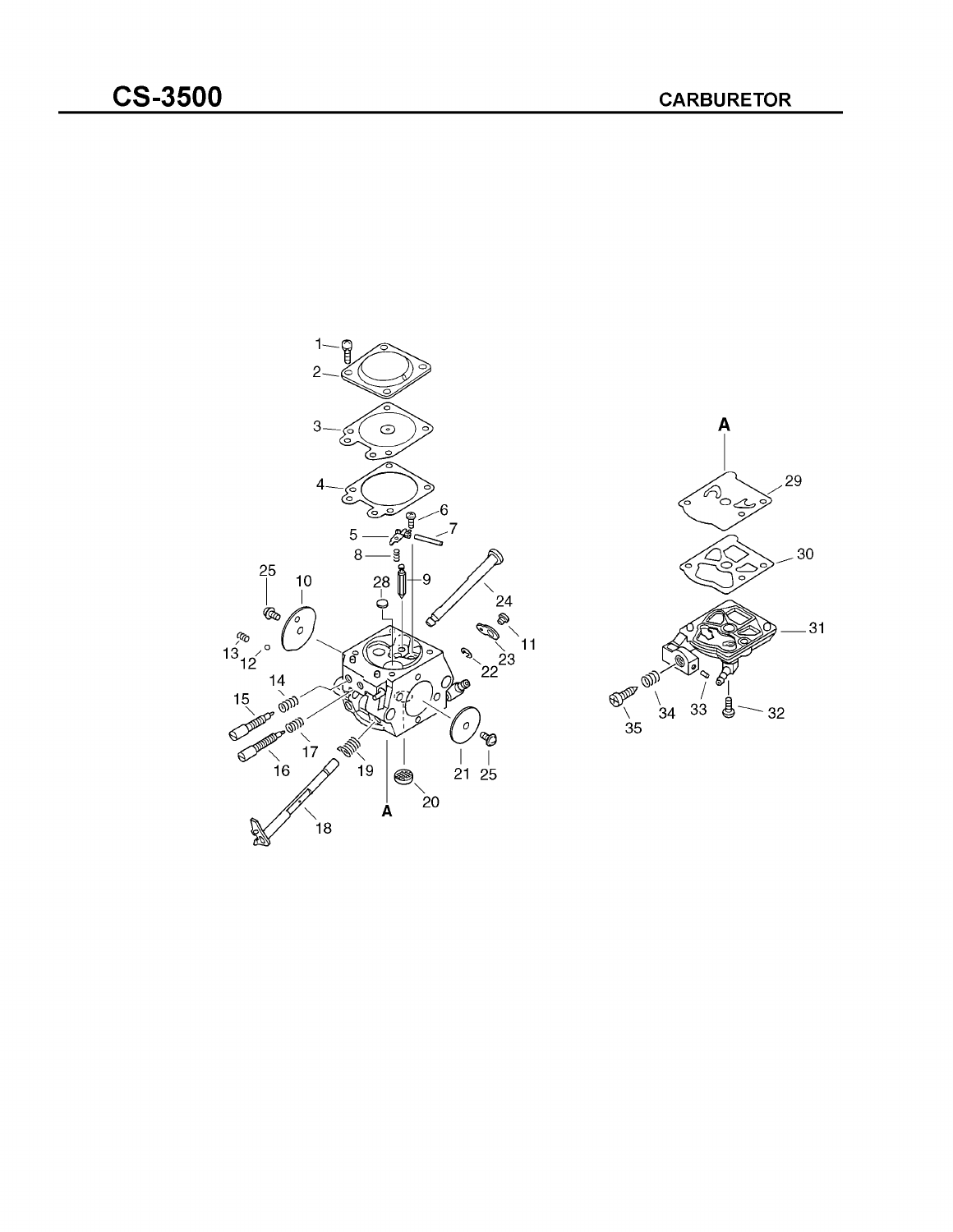# CS-3500

## CARBURETOR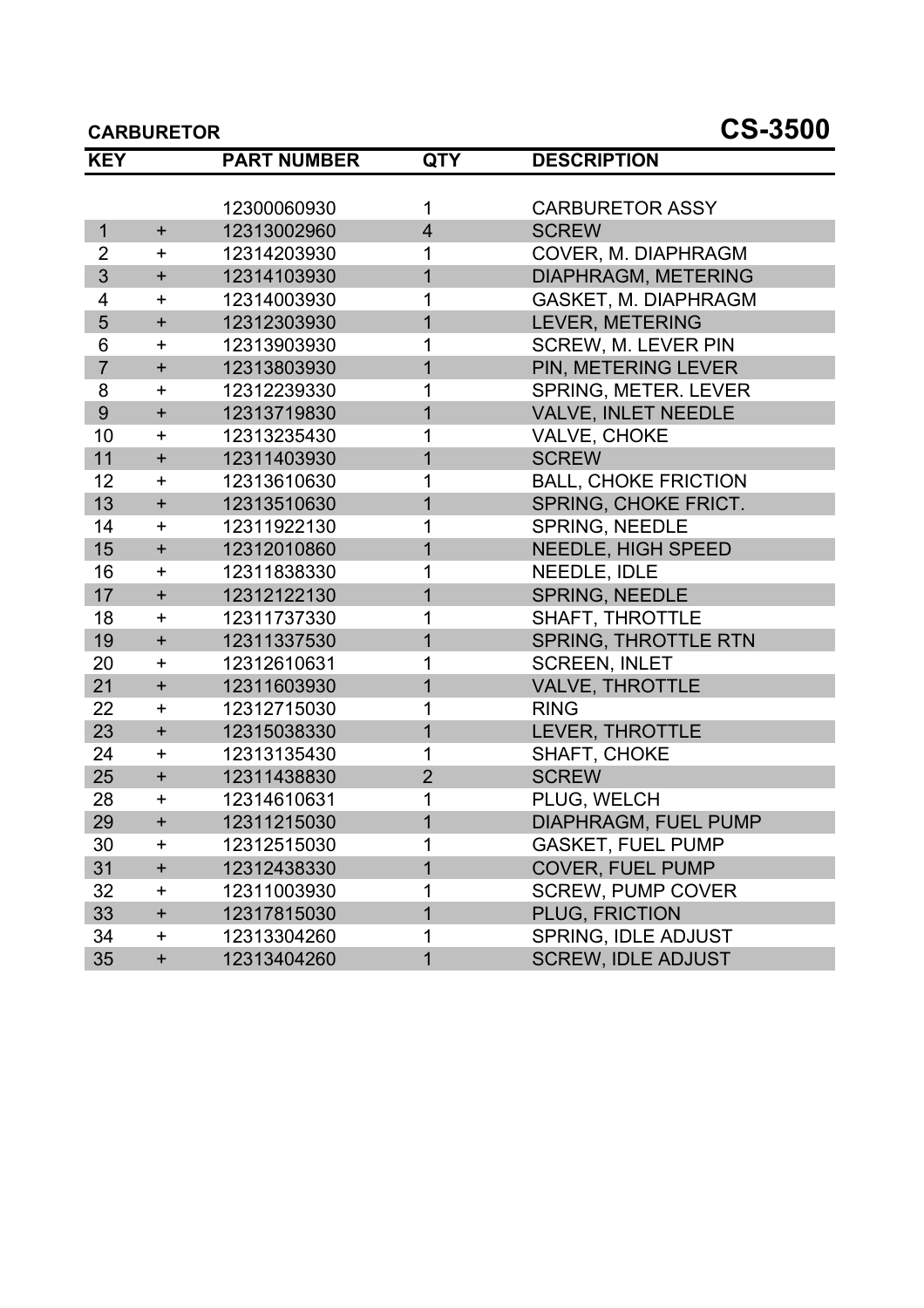## CARBURETOR

# CS-3500

| KEY | | PART NUMBER | QTY | DESCRIPTION |
|---|---|---|---|---|
| | | 12300060930 | 1 | CARBURETOR ASSY |
| 1 | + | 12313002960 | 4 | SCREW |
| 2 | + | 12314203930 | 1 | COVER, M. DIAPHRAGM |
| 3 | + | 12314103930 | 1 | DIAPHRAGM, METERING |
| 4 | + | 12314003930 | 1 | GASKET, M. DIAPHRAGM |
| 5 | + | 12312303930 | 1 | LEVER, METERING |
| 6 | + | 12313903930 | 1 | SCREW, M. LEVER PIN |
| 7 | + | 12313803930 | 1 | PIN, METERING LEVER |
| 8 | + | 12312239330 | 1 | SPRING, METER. LEVER |
| 9 | + | 12313719830 | 1 | VALVE, INLET NEEDLE |
| 10 | + | 12313235430 | 1 | VALVE, CHOKE |
| 11 | + | 12311403930 | 1 | SCREW |
| 12 | + | 12313610630 | 1 | BALL, CHOKE FRICTION |
| 13 | + | 12313510630 | 1 | SPRING, CHOKE FRICT. |
| 14 | + | 12311922130 | 1 | SPRING, NEEDLE |
| 15 | + | 12312010860 | 1 | NEEDLE, HIGH SPEED |
| 16 | + | 12311838330 | 1 | NEEDLE, IDLE |
| 17 | + | 12312122130 | 1 | SPRING, NEEDLE |
| 18 | + | 12311737330 | 1 | SHAFT, THROTTLE |
| 19 | + | 12311337530 | 1 | SPRING, THROTTLE RTN |
| 20 | + | 12312610631 | 1 | SCREEN, INLET |
| 21 | + | 12311603930 | 1 | VALVE, THROTTLE |
| 22 | + | 12312715030 | 1 | RING |
| 23 | + | 12315038330 | 1 | LEVER, THROTTLE |
| 24 | + | 12313135430 | 1 | SHAFT, CHOKE |
| 25 | + | 12311438830 | 2 | SCREW |
| 28 | + | 12314610631 | 1 | PLUG, WELCH |
| 29 | + | 12311215030 | 1 | DIAPHRAGM, FUEL PUMP |
| 30 | + | 12312515030 | 1 | GASKET, FUEL PUMP |
| 31 | + | 12312438330 | 1 | COVER, FUEL PUMP |
| 32 | + | 12311003930 | 1 | SCREW, PUMP COVER |
| 33 | + | 12317815030 | 1 | PLUG, FRICTION |
| 34 | + | 12313304260 | 1 | SPRING, IDLE ADJUST |
| 35 | + | 12313404260 | 1 | SCREW, IDLE ADJUST |